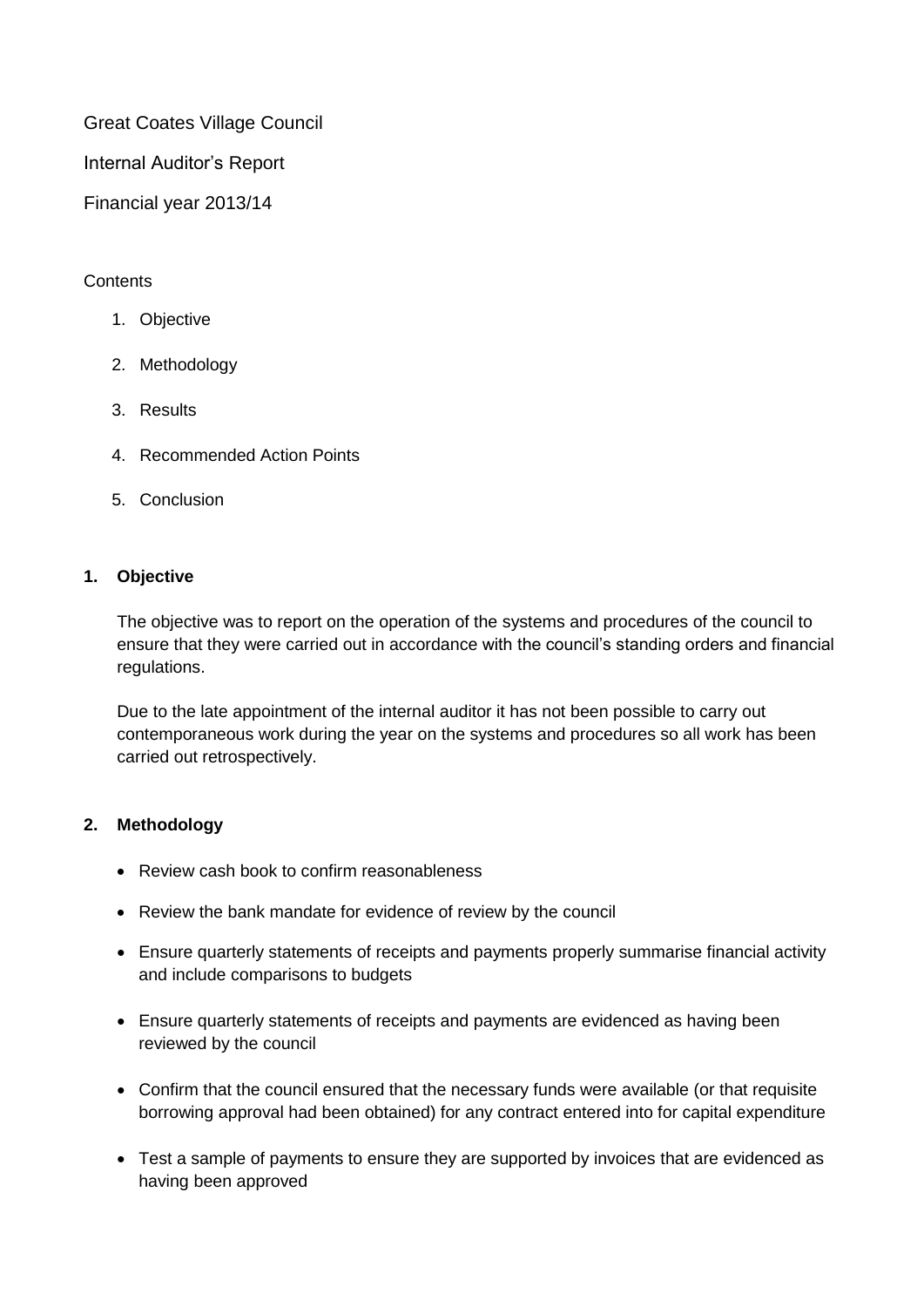Great Coates Village Council

Internal Auditor's Report

Financial year 2013/14

Contents

1. Objective
2. Methodology
3. Results
4. Recommended Action Points
5. Conclusion

## 1. Objective

The objective was to report on the operation of the systems and procedures of the council to ensure that they were carried out in accordance with the council's standing orders and financial regulations.

Due to the late appointment of the internal auditor it has not been possible to carry out contemporaneous work during the year on the systems and procedures so all work has been carried out retrospectively.

## 2. Methodology

- Review cash book to confirm reasonableness
- Review the bank mandate for evidence of review by the council
- Ensure quarterly statements of receipts and payments properly summarise financial activity and include comparisons to budgets
- Ensure quarterly statements of receipts and payments are evidenced as having been reviewed by the council
- Confirm that the council ensured that the necessary funds were available (or that requisite borrowing approval had been obtained) for any contract entered into for capital expenditure
- Test a sample of payments to ensure they are supported by invoices that are evidenced as having been approved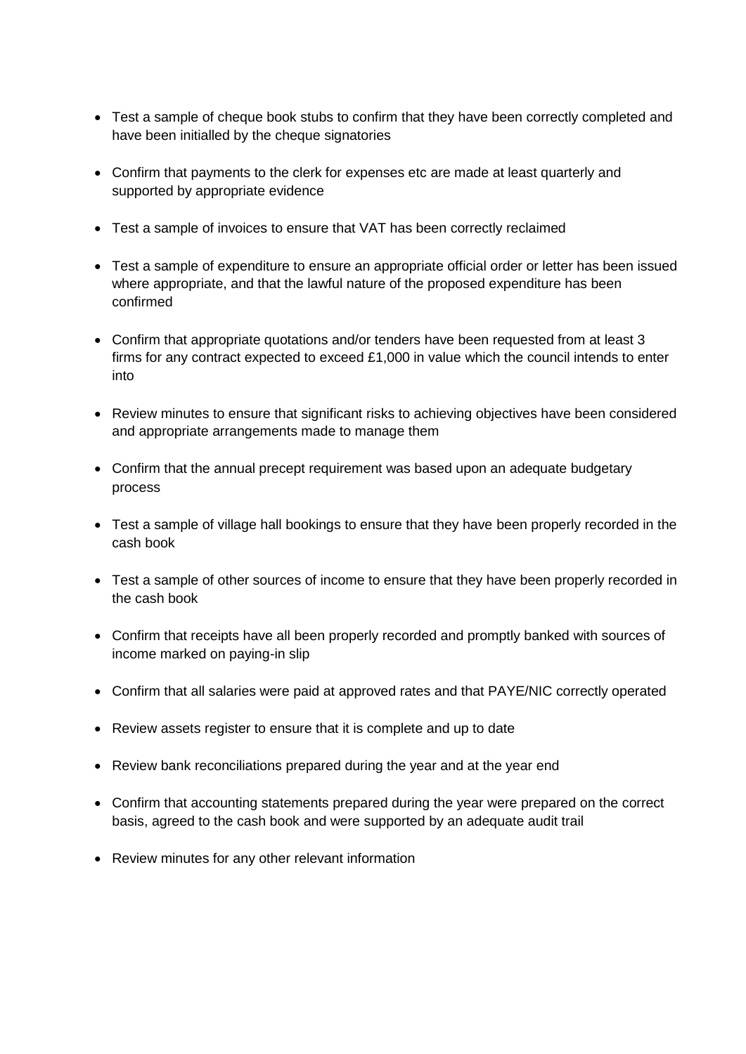- Test a sample of cheque book stubs to confirm that they have been correctly completed and have been initialled by the cheque signatories
- Confirm that payments to the clerk for expenses etc are made at least quarterly and supported by appropriate evidence
- Test a sample of invoices to ensure that VAT has been correctly reclaimed
- Test a sample of expenditure to ensure an appropriate official order or letter has been issued where appropriate, and that the lawful nature of the proposed expenditure has been confirmed
- Confirm that appropriate quotations and/or tenders have been requested from at least 3 firms for any contract expected to exceed £1,000 in value which the council intends to enter into
- Review minutes to ensure that significant risks to achieving objectives have been considered and appropriate arrangements made to manage them
- Confirm that the annual precept requirement was based upon an adequate budgetary process
- Test a sample of village hall bookings to ensure that they have been properly recorded in the cash book
- Test a sample of other sources of income to ensure that they have been properly recorded in the cash book
- Confirm that receipts have all been properly recorded and promptly banked with sources of income marked on paying-in slip
- Confirm that all salaries were paid at approved rates and that PAYE/NIC correctly operated
- Review assets register to ensure that it is complete and up to date
- Review bank reconciliations prepared during the year and at the year end
- Confirm that accounting statements prepared during the year were prepared on the correct basis, agreed to the cash book and were supported by an adequate audit trail
- Review minutes for any other relevant information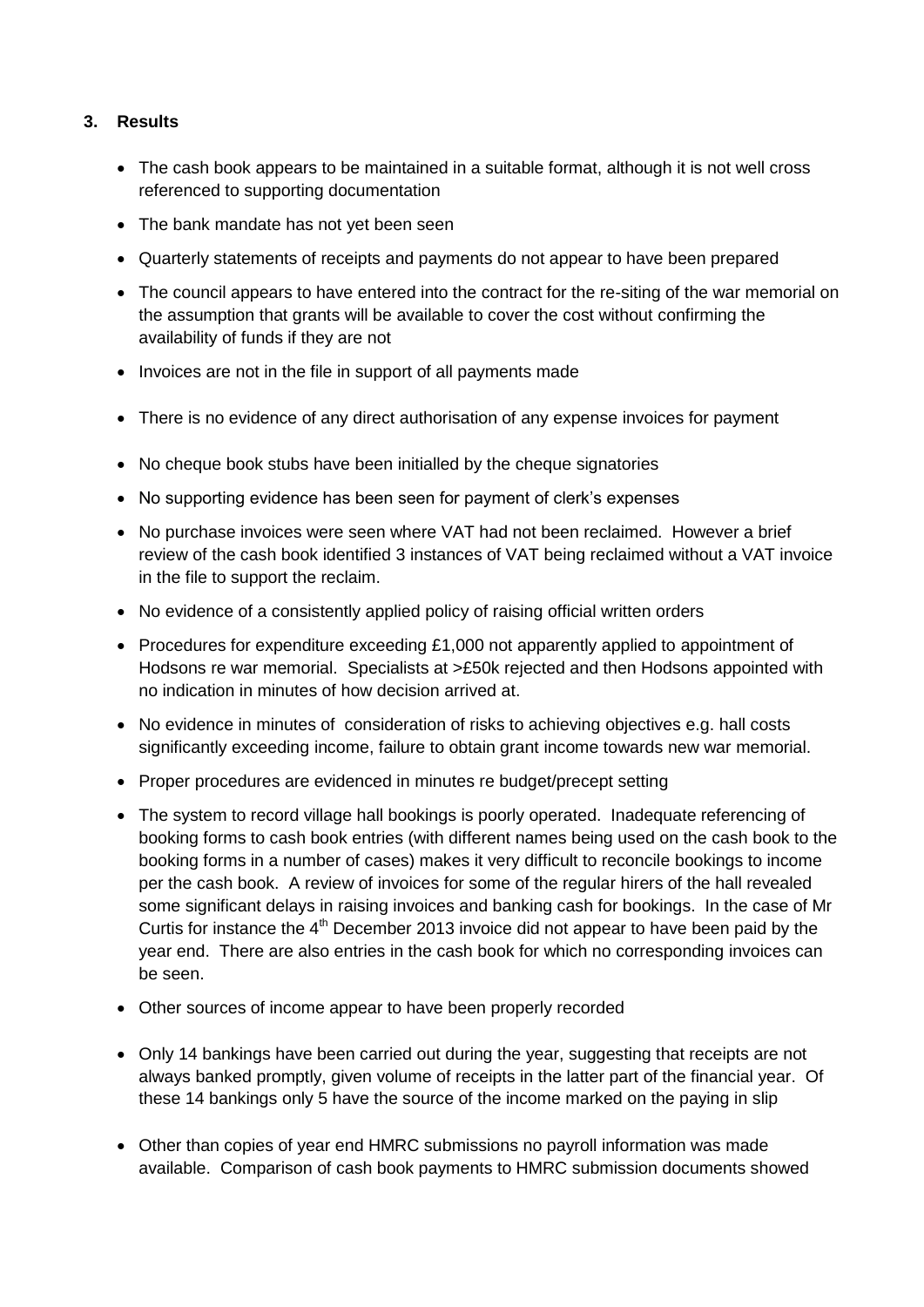## 3. Results

- The cash book appears to be maintained in a suitable format, although it is not well cross referenced to supporting documentation
- The bank mandate has not yet been seen
- Quarterly statements of receipts and payments do not appear to have been prepared
- The council appears to have entered into the contract for the re-siting of the war memorial on the assumption that grants will be available to cover the cost without confirming the availability of funds if they are not
- Invoices are not in the file in support of all payments made
- There is no evidence of any direct authorisation of any expense invoices for payment
- No cheque book stubs have been initialled by the cheque signatories
- No supporting evidence has been seen for payment of clerk's expenses
- No purchase invoices were seen where VAT had not been reclaimed. However a brief review of the cash book identified 3 instances of VAT being reclaimed without a VAT invoice in the file to support the reclaim.
- No evidence of a consistently applied policy of raising official written orders
- Procedures for expenditure exceeding £1,000 not apparently applied to appointment of Hodsons re war memorial. Specialists at >£50k rejected and then Hodsons appointed with no indication in minutes of how decision arrived at.
- No evidence in minutes of consideration of risks to achieving objectives e.g. hall costs significantly exceeding income, failure to obtain grant income towards new war memorial.
- Proper procedures are evidenced in minutes re budget/precept setting
- The system to record village hall bookings is poorly operated. Inadequate referencing of booking forms to cash book entries (with different names being used on the cash book to the booking forms in a number of cases) makes it very difficult to reconcile bookings to income per the cash book. A review of invoices for some of the regular hirers of the hall revealed some significant delays in raising invoices and banking cash for bookings. In the case of Mr Curtis for instance the 4th December 2013 invoice did not appear to have been paid by the year end. There are also entries in the cash book for which no corresponding invoices can be seen.
- Other sources of income appear to have been properly recorded
- Only 14 bankings have been carried out during the year, suggesting that receipts are not always banked promptly, given volume of receipts in the latter part of the financial year. Of these 14 bankings only 5 have the source of the income marked on the paying in slip
- Other than copies of year end HMRC submissions no payroll information was made available. Comparison of cash book payments to HMRC submission documents showed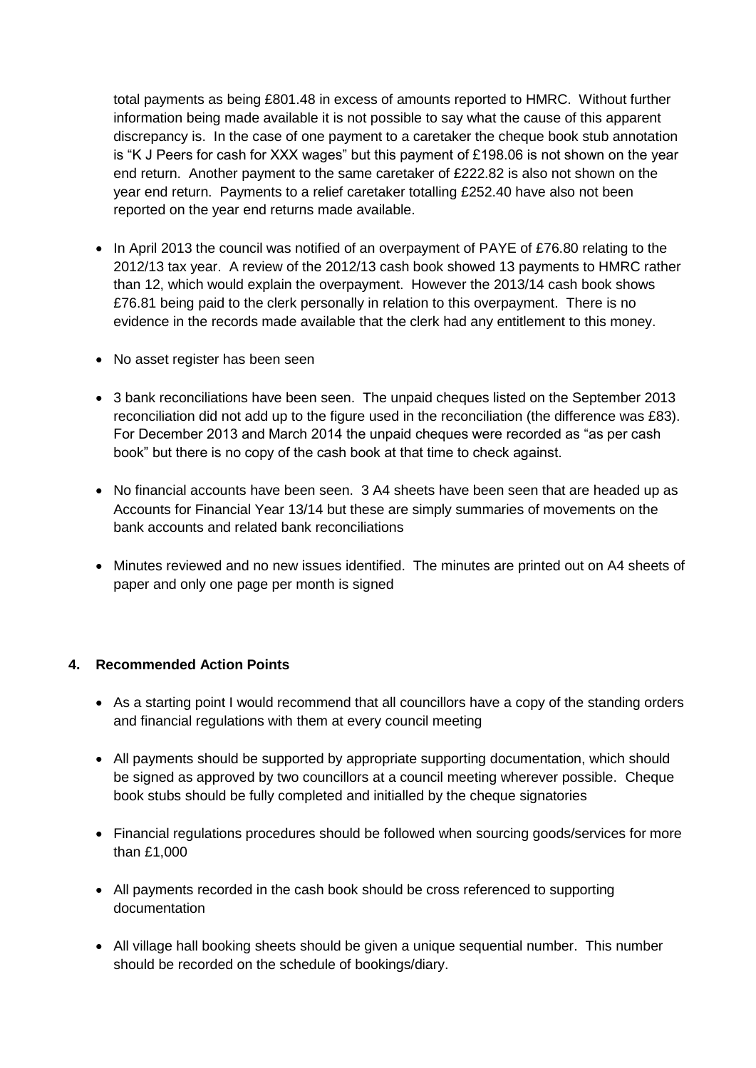total payments as being £801.48 in excess of amounts reported to HMRC. Without further information being made available it is not possible to say what the cause of this apparent discrepancy is. In the case of one payment to a caretaker the cheque book stub annotation is "K J Peers for cash for XXX wages" but this payment of £198.06 is not shown on the year end return. Another payment to the same caretaker of £222.82 is also not shown on the year end return. Payments to a relief caretaker totalling £252.40 have also not been reported on the year end returns made available.

- In April 2013 the council was notified of an overpayment of PAYE of £76.80 relating to the 2012/13 tax year. A review of the 2012/13 cash book showed 13 payments to HMRC rather than 12, which would explain the overpayment. However the 2013/14 cash book shows £76.81 being paid to the clerk personally in relation to this overpayment. There is no evidence in the records made available that the clerk had any entitlement to this money.

- No asset register has been seen

- 3 bank reconciliations have been seen. The unpaid cheques listed on the September 2013 reconciliation did not add up to the figure used in the reconciliation (the difference was £83). For December 2013 and March 2014 the unpaid cheques were recorded as "as per cash book" but there is no copy of the cash book at that time to check against.

- No financial accounts have been seen. 3 A4 sheets have been seen that are headed up as Accounts for Financial Year 13/14 but these are simply summaries of movements on the bank accounts and related bank reconciliations

- Minutes reviewed and no new issues identified. The minutes are printed out on A4 sheets of paper and only one page per month is signed

## 4. Recommended Action Points

- As a starting point I would recommend that all councillors have a copy of the standing orders and financial regulations with them at every council meeting

- All payments should be supported by appropriate supporting documentation, which should be signed as approved by two councillors at a council meeting wherever possible. Cheque book stubs should be fully completed and initialled by the cheque signatories

- Financial regulations procedures should be followed when sourcing goods/services for more than £1,000

- All payments recorded in the cash book should be cross referenced to supporting documentation

- All village hall booking sheets should be given a unique sequential number. This number should be recorded on the schedule of bookings/diary.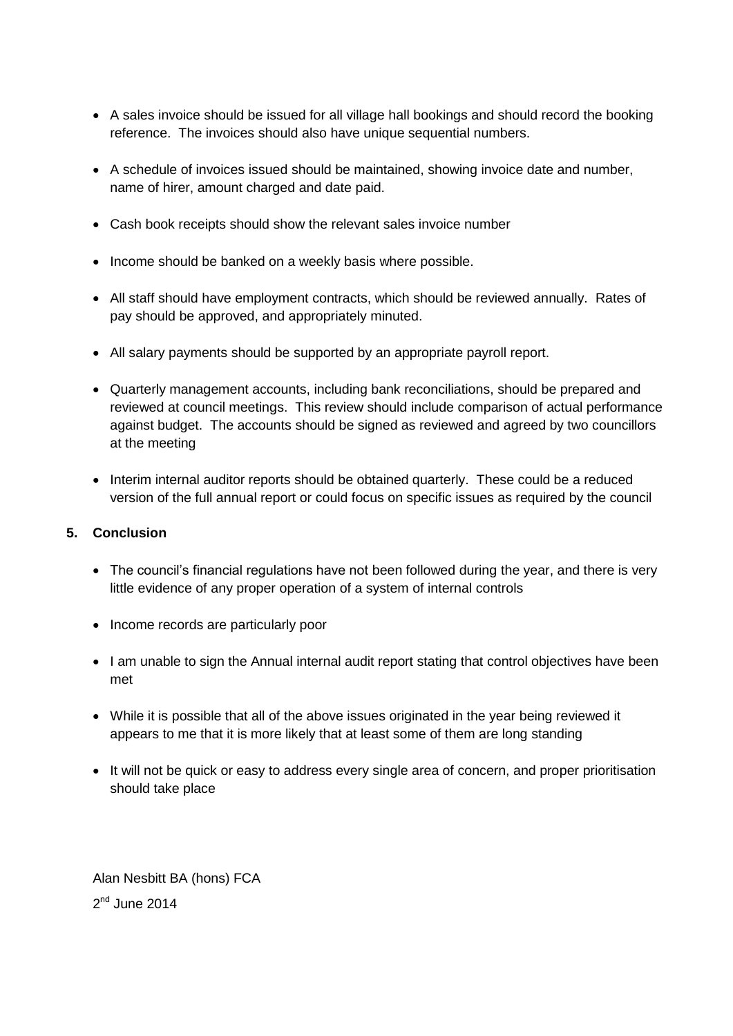- A sales invoice should be issued for all village hall bookings and should record the booking reference. The invoices should also have unique sequential numbers.
- A schedule of invoices issued should be maintained, showing invoice date and number, name of hirer, amount charged and date paid.
- Cash book receipts should show the relevant sales invoice number
- Income should be banked on a weekly basis where possible.
- All staff should have employment contracts, which should be reviewed annually. Rates of pay should be approved, and appropriately minuted.
- All salary payments should be supported by an appropriate payroll report.
- Quarterly management accounts, including bank reconciliations, should be prepared and reviewed at council meetings. This review should include comparison of actual performance against budget. The accounts should be signed as reviewed and agreed by two councillors at the meeting
- Interim internal auditor reports should be obtained quarterly. These could be a reduced version of the full annual report or could focus on specific issues as required by the council

## 5. Conclusion

- The council's financial regulations have not been followed during the year, and there is very little evidence of any proper operation of a system of internal controls
- Income records are particularly poor
- I am unable to sign the Annual internal audit report stating that control objectives have been met
- While it is possible that all of the above issues originated in the year being reviewed it appears to me that it is more likely that at least some of them are long standing
- It will not be quick or easy to address every single area of concern, and proper prioritisation should take place

Alan Nesbitt BA (hons) FCA

2nd June 2014